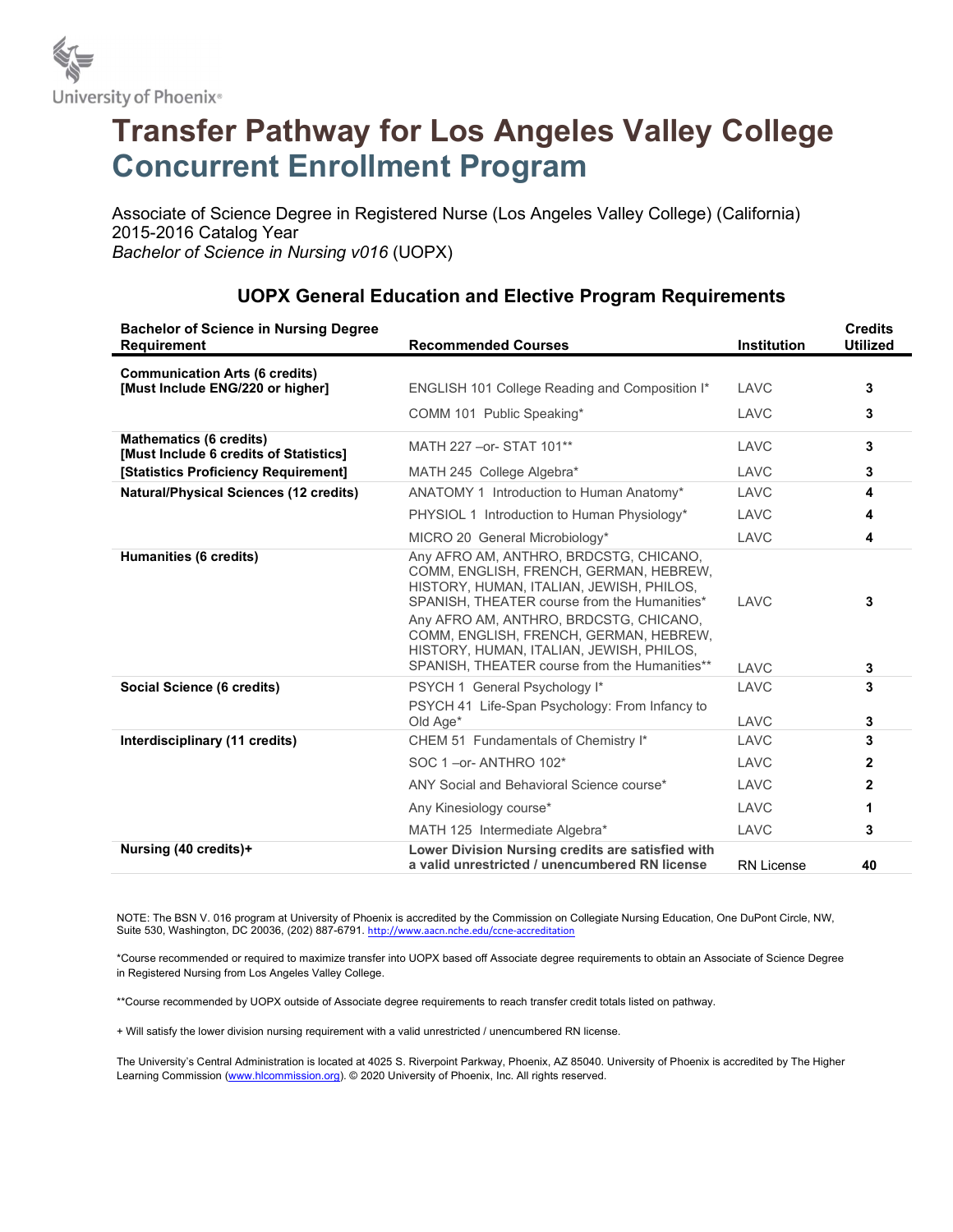University of Phoenix®

# Transfer Pathway for Los Angeles Valley College
## Concurrent Enrollment Program

Associate of Science Degree in Registered Nurse (Los Angeles Valley College) (California)
2015-2016 Catalog Year
*Bachelor of Science in Nursing v016* (UOPX)

### UOPX General Education and Elective Program Requirements

| Bachelor of Science in Nursing Degree Requirement | Recommended Courses | Institution | Credits Utilized |
|---|---|---|---|
| **Communication Arts (6 credits) [Must Include ENG/220 or higher]** | ENGLISH 101 College Reading and Composition I* | LAVC | **3** |
| | COMM 101 Public Speaking* | LAVC | **3** |
| **Mathematics (6 credits) [Must Include 6 credits of Statistics]** | MATH 227 –or- STAT 101** | LAVC | **3** |
| **[Statistics Proficiency Requirement]** | MATH 245 College Algebra* | LAVC | **3** |
| **Natural/Physical Sciences (12 credits)** | ANATOMY 1 Introduction to Human Anatomy* | LAVC | **4** |
| | PHYSIOL 1 Introduction to Human Physiology* | LAVC | **4** |
| | MICRO 20 General Microbiology* | LAVC | **4** |
| **Humanities (6 credits)** | Any AFRO AM, ANTHRO, BRDCSTG, CHICANO, COMM, ENGLISH, FRENCH, GERMAN, HEBREW, HISTORY, HUMAN, ITALIAN, JEWISH, PHILOS, SPANISH, THEATER course from the Humanities* | LAVC | **3** |
| | Any AFRO AM, ANTHRO, BRDCSTG, CHICANO, COMM, ENGLISH, FRENCH, GERMAN, HEBREW, HISTORY, HUMAN, ITALIAN, JEWISH, PHILOS, SPANISH, THEATER course from the Humanities** | LAVC | **3** |
| **Social Science (6 credits)** | PSYCH 1 General Psychology I* | LAVC | **3** |
| | PSYCH 41 Life-Span Psychology: From Infancy to Old Age* | LAVC | **3** |
| **Interdisciplinary (11 credits)** | CHEM 51 Fundamentals of Chemistry I* | LAVC | **3** |
| | SOC 1 –or- ANTHRO 102* | LAVC | **2** |
| | ANY Social and Behavioral Science course* | LAVC | **2** |
| | Any Kinesiology course* | LAVC | **1** |
| | MATH 125 Intermediate Algebra* | LAVC | **3** |
| **Nursing (40 credits)+** | **Lower Division Nursing credits are satisfied with a valid unrestricted / unencumbered RN license** | RN License | **40** |

NOTE: The BSN V. 016 program at University of Phoenix is accredited by the Commission on Collegiate Nursing Education, One DuPont Circle, NW, Suite 530, Washington, DC 20036, (202) 887-6791. http://www.aacn.nche.edu/ccne-accreditation

*Course recommended or required to maximize transfer into UOPX based off Associate degree requirements to obtain an Associate of Science Degree in Registered Nursing from Los Angeles Valley College.

**Course recommended by UOPX outside of Associate degree requirements to reach transfer credit totals listed on pathway.

+ Will satisfy the lower division nursing requirement with a valid unrestricted / unencumbered RN license.

The University's Central Administration is located at 4025 S. Riverpoint Parkway, Phoenix, AZ 85040. University of Phoenix is accredited by The Higher Learning Commission (www.hlcommission.org). © 2020 University of Phoenix, Inc. All rights reserved.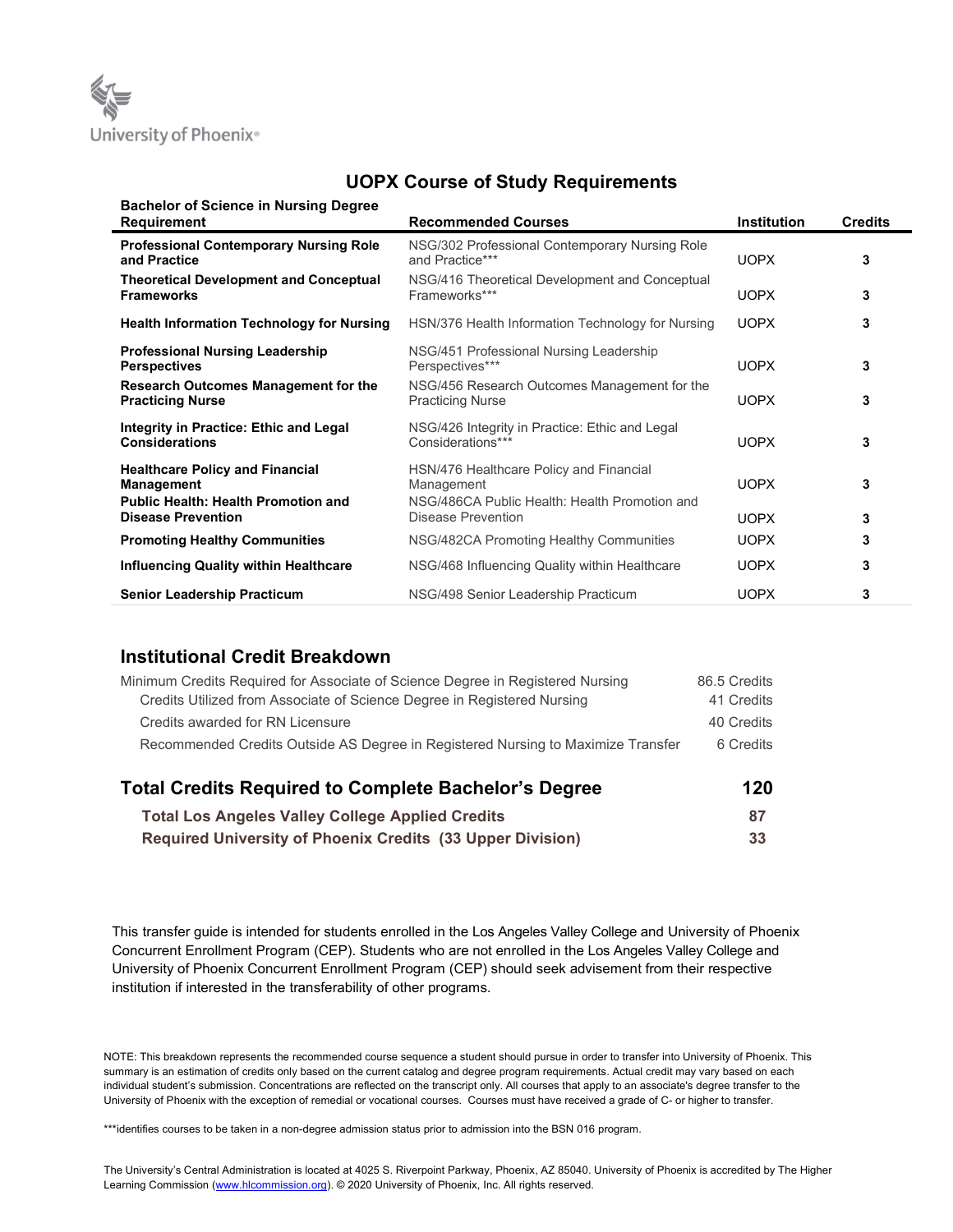## UOPX Course of Study Requirements

| Bachelor of Science in Nursing Degree Requirement | Recommended Courses | Institution | Credits |
|---|---|---|---|
| **Professional Contemporary Nursing Role and Practice** | NSG/302 Professional Contemporary Nursing Role and Practice*** | UOPX | 3 |
| **Theoretical Development and Conceptual Frameworks** | NSG/416 Theoretical Development and Conceptual Frameworks*** | UOPX | 3 |
| **Health Information Technology for Nursing** | HSN/376 Health Information Technology for Nursing | UOPX | 3 |
| **Professional Nursing Leadership Perspectives** | NSG/451 Professional Nursing Leadership Perspectives*** | UOPX | 3 |
| **Research Outcomes Management for the Practicing Nurse** | NSG/456 Research Outcomes Management for the Practicing Nurse | UOPX | 3 |
| **Integrity in Practice: Ethic and Legal Considerations** | NSG/426 Integrity in Practice: Ethic and Legal Considerations*** | UOPX | 3 |
| **Healthcare Policy and Financial Management** | HSN/476 Healthcare Policy and Financial Management | UOPX | 3 |
| **Public Health: Health Promotion and Disease Prevention** | NSG/486CA Public Health: Health Promotion and Disease Prevention | UOPX | 3 |
| **Promoting Healthy Communities** | NSG/482CA Promoting Healthy Communities | UOPX | 3 |
| **Influencing Quality within Healthcare** | NSG/468 Influencing Quality within Healthcare | UOPX | 3 |
| **Senior Leadership Practicum** | NSG/498 Senior Leadership Practicum | UOPX | 3 |

## Institutional Credit Breakdown

| | |
|---|---|
| Minimum Credits Required for Associate of Science Degree in Registered Nursing | 86.5 Credits |
| Credits Utilized from Associate of Science Degree in Registered Nursing | 41 Credits |
| Credits awarded for RN Licensure | 40 Credits |
| Recommended Credits Outside AS Degree in Registered Nursing to Maximize Transfer | 6 Credits |

| | |
|---|---|
| **Total Credits Required to Complete Bachelor's Degree** | **120** |
| **Total Los Angeles Valley College Applied Credits** | **87** |
| **Required University of Phoenix Credits (33 Upper Division)** | **33** |

This transfer guide is intended for students enrolled in the Los Angeles Valley College and University of Phoenix Concurrent Enrollment Program (CEP). Students who are not enrolled in the Los Angeles Valley College and University of Phoenix Concurrent Enrollment Program (CEP) should seek advisement from their respective institution if interested in the transferability of other programs.

NOTE: This breakdown represents the recommended course sequence a student should pursue in order to transfer into University of Phoenix. This summary is an estimation of credits only based on the current catalog and degree program requirements. Actual credit may vary based on each individual student's submission. Concentrations are reflected on the transcript only. All courses that apply to an associate's degree transfer to the University of Phoenix with the exception of remedial or vocational courses. Courses must have received a grade of C- or higher to transfer.

***identifies courses to be taken in a non-degree admission status prior to admission into the BSN 016 program.

The University's Central Administration is located at 4025 S. Riverpoint Parkway, Phoenix, AZ 85040. University of Phoenix is accredited by The Higher Learning Commission (www.hlcommission.org). © 2020 University of Phoenix, Inc. All rights reserved.